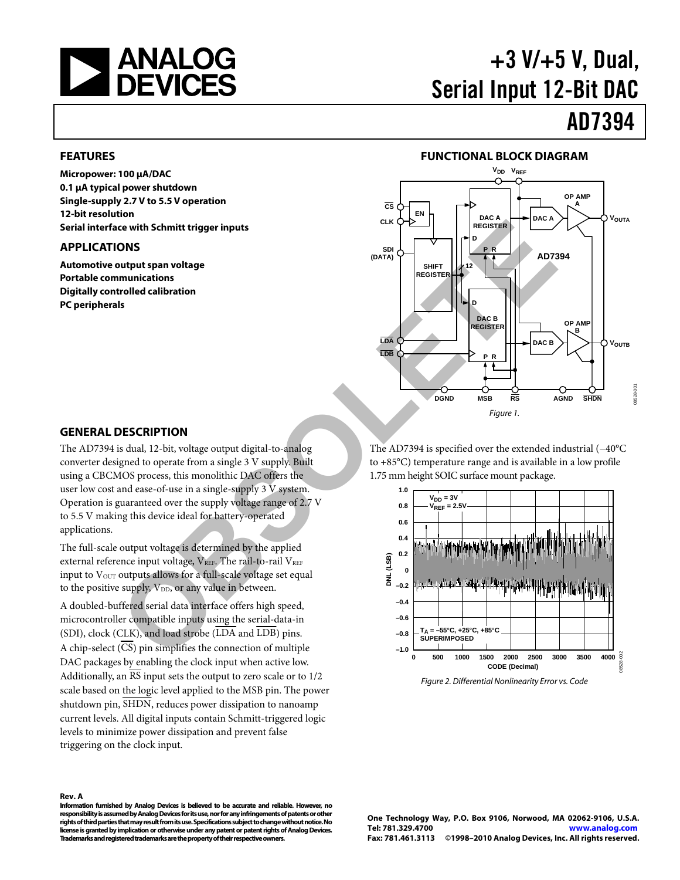# +3 V/+5 V, Dual, Serial Input 12-Bit DAC

# AD7394

## FEATURES

**Micropower: 100 µA/DAC**
**0.1 µA typical power shutdown**
**Single-supply 2.7 V to 5.5 V operation**
**12-bit resolution**
**Serial interface with Schmitt trigger inputs**

## APPLICATIONS

**Automotive output span voltage**
**Portable communications**
**Digitally controlled calibration**
**PC peripherals**

## FUNCTIONAL BLOCK DIAGRAM

*Figure 1.*

## GENERAL DESCRIPTION

The AD7394 is dual, 12-bit, voltage output digital-to-analog converter designed to operate from a single 3 V supply. Built using a CBCMOS process, this monolithic DAC offers the user low cost and ease-of-use in a single-supply 3 V system. Operation is guaranteed over the supply voltage range of 2.7 V to 5.5 V making this device ideal for battery-operated applications.

The full-scale output voltage is determined by the applied external reference input voltage, $V_{REF}$. The rail-to-rail $V_{REF}$ input to $V_{OUT}$ outputs allows for a full-scale voltage set equal to the positive supply, $V_{DD}$, or any value in between.

A doubled-buffered serial data interface offers high speed, microcontroller compatible inputs using the serial-data-in (SDI), clock (CLK), and load strobe (LDA and LDB) pins. A chip-select (CS) pin simplifies the connection of multiple DAC packages by enabling the clock input when active low. Additionally, an RS input sets the output to zero scale or to 1/2 scale based on the logic level applied to the MSB pin. The power shutdown pin, SHDN, reduces power dissipation to nanoamp current levels. All digital inputs contain Schmitt-triggered logic levels to minimize power dissipation and prevent false triggering on the clock input.

The AD7394 is specified over the extended industrial (−40°C to +85°C) temperature range and is available in a low profile 1.75 mm height SOIC surface mount package.

*Figure 2. Differential Nonlinearity Error vs. Code*

**Rev. A**

**Information furnished by Analog Devices is believed to be accurate and reliable. However, no responsibility is assumed by Analog Devices for its use, nor for any infringements of patents or other rights of third parties that may result from its use. Specifications subject to change without notice. No license is granted by implication or otherwise under any patent or patent rights of Analog Devices. Trademarks and registered trademarks are the property of their respective owners.**

**One Technology Way, P.O. Box 9106, Norwood, MA 02062-9106, U.S.A.**
**Tel: 781.329.4700 www.analog.com**
**Fax: 781.461.3113 ©1998–2010 Analog Devices, Inc. All rights reserved.**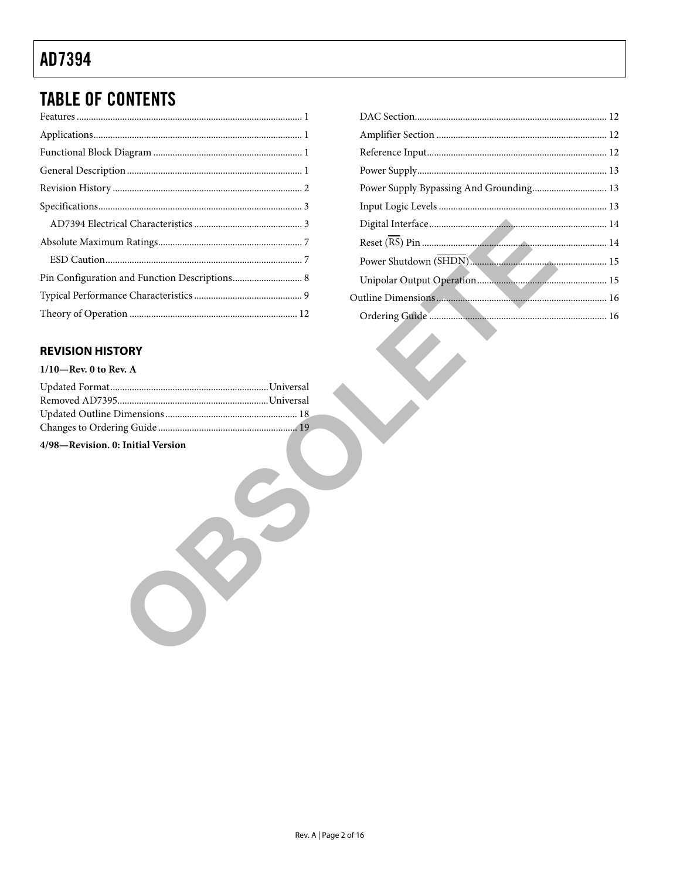## TABLE OF CONTENTS

Features ... 1
Applications ... 1
Functional Block Diagram ... 1
General Description ... 1
Revision History ... 2
Specifications ... 3
  AD7394 Electrical Characteristics ... 3
Absolute Maximum Ratings ... 7
  ESD Caution ... 7
Pin Configuration and Function Descriptions ... 8
Typical Performance Characteristics ... 9
Theory of Operation ... 12
  DAC Section ... 12
  Amplifier Section ... 12
  Reference Input ... 12
  Power Supply ... 13
  Power Supply Bypassing And Grounding ... 13
  Input Logic Levels ... 13
  Digital Interface ... 14
  Reset ($\overline{RS}$) Pin ... 14
  Power Shutdown ($\overline{SHDN}$) ... 15
  Unipolar Output Operation ... 15
Outline Dimensions ... 16
  Ordering Guide ... 16

### REVISION HISTORY

**1/10—Rev. 0 to Rev. A**

Updated Format ... Universal
Removed AD7395 ... Universal
Updated Outline Dimensions ... 18
Changes to Ordering Guide ... 19

**4/98—Revision. 0: Initial Version**

OBSOLETE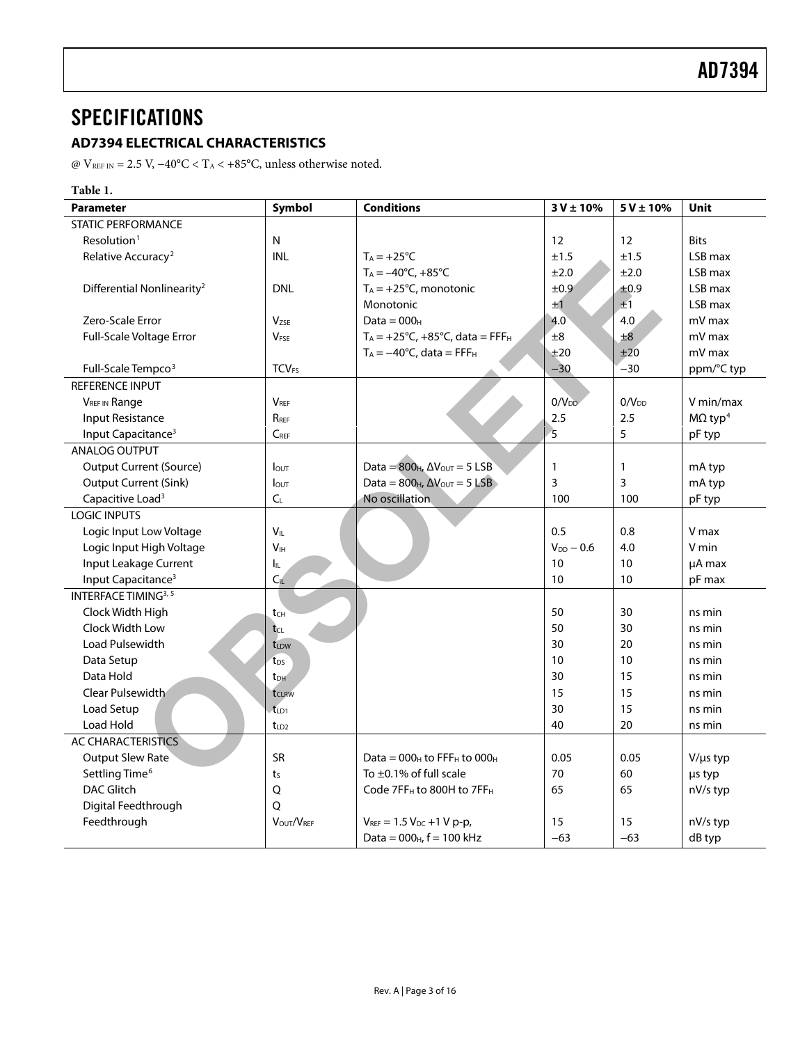## SPECIFICATIONS

### AD7394 ELECTRICAL CHARACTERISTICS

@ $V_{REF\ IN}$ = 2.5 V, −40°C < $T_A$ < +85°C, unless otherwise noted.

**Table 1.**

| Parameter | Symbol | Conditions | 3 V ± 10% | 5 V ± 10% | Unit |
|---|---|---|---|---|---|
| STATIC PERFORMANCE | | | | | |
| Resolution[1] | N | | 12 | 12 | Bits |
| Relative Accuracy[2] | INL | $T_A$ = +25°C | ±1.5 | ±1.5 | LSB max |
| | | $T_A$ = −40°C, +85°C | ±2.0 | ±2.0 | LSB max |
| Differential Nonlinearity[2] | DNL | $T_A$ = +25°C, monotonic | ±0.9 | ±0.9 | LSB max |
| | | Monotonic | ±1 | ±1 | LSB max |
| Zero-Scale Error | $V_{ZSE}$ | Data = $000_H$ | 4.0 | 4.0 | mV max |
| Full-Scale Voltage Error | $V_{FSE}$ | $T_A$ = +25°C, +85°C, data = $FFF_H$ | ±8 | ±8 | mV max |
| | | $T_A$ = −40°C, data = $FFF_H$ | ±20 | ±20 | mV max |
| Full-Scale Tempco[3] | $TCV_{FS}$ | | −30 | −30 | ppm/°C typ |
| REFERENCE INPUT | | | | | |
| $V_{REF\ IN}$ Range | $V_{REF}$ | | 0/$V_{DD}$ | 0/$V_{DD}$ | V min/max |
| Input Resistance | $R_{REF}$ | | 2.5 | 2.5 | MΩ typ[4] |
| Input Capacitance[3] | $C_{REF}$ | | 5 | 5 | pF typ |
| ANALOG OUTPUT | | | | | |
| Output Current (Source) | $I_{OUT}$ | Data = $800_H$, $\Delta V_{OUT}$ = 5 LSB | 1 | 1 | mA typ |
| Output Current (Sink) | $I_{OUT}$ | Data = $800_H$, $\Delta V_{OUT}$ = 5 LSB | 3 | 3 | mA typ |
| Capacitive Load[3] | $C_L$ | No oscillation | 100 | 100 | pF typ |
| LOGIC INPUTS | | | | | |
| Logic Input Low Voltage | $V_{IL}$ | | 0.5 | 0.8 | V max |
| Logic Input High Voltage | $V_{IH}$ | | $V_{DD}$ − 0.6 | 4.0 | V min |
| Input Leakage Current | $I_{IL}$ | | 10 | 10 | µA max |
| Input Capacitance[3] | $C_{IL}$ | | 10 | 10 | pF max |
| INTERFACE TIMING[3, 5] | | | | | |
| Clock Width High | $t_{CH}$ | | 50 | 30 | ns min |
| Clock Width Low | $t_{CL}$ | | 50 | 30 | ns min |
| Load Pulsewidth | $t_{LDW}$ | | 30 | 20 | ns min |
| Data Setup | $t_{DS}$ | | 10 | 10 | ns min |
| Data Hold | $t_{DH}$ | | 30 | 15 | ns min |
| Clear Pulsewidth | $t_{CLRW}$ | | 15 | 15 | ns min |
| Load Setup | $t_{LD1}$ | | 30 | 15 | ns min |
| Load Hold | $t_{LD2}$ | | 40 | 20 | ns min |
| AC CHARACTERISTICS | | | | | |
| Output Slew Rate | SR | Data = $000_H$ to $FFF_H$ to $000_H$ | 0.05 | 0.05 | V/µs typ |
| Settling Time[6] | $t_S$ | To ±0.1% of full scale | 70 | 60 | µs typ |
| DAC Glitch | Q | Code $7FF_H$ to 800H to $7FF_H$ | 65 | 65 | nV/s typ |
| Digital Feedthrough | Q | | | | |
| Feedthrough | $V_{OUT}/V_{REF}$ | $V_{REF}$ = 1.5 $V_{DC}$ +1 V p-p, | 15 | 15 | nV/s typ |
| | | Data = $000_H$, f = 100 kHz | −63 | −63 | dB typ |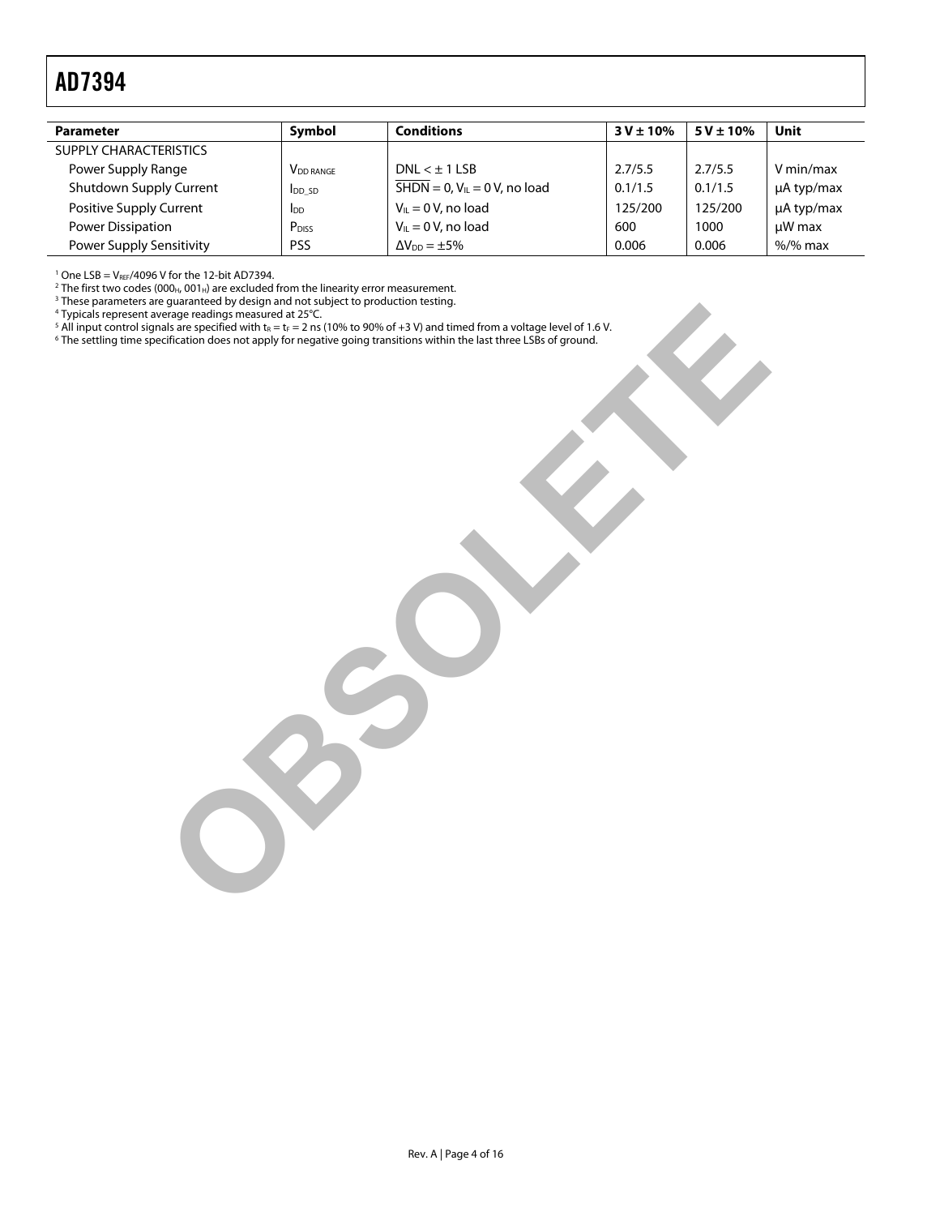| Parameter | Symbol | Conditions | 3 V ± 10% | 5 V ± 10% | Unit |
|---|---|---|---|---|---|
| SUPPLY CHARACTERISTICS | | | | | |
| Power Supply Range | $V_{DD\ RANGE}$ | DNL < ± 1 LSB | 2.7/5.5 | 2.7/5.5 | V min/max |
| Shutdown Supply Current | $I_{DD\_SD}$ | $\overline{SHDN}$ = 0, $V_{IL}$ = 0 V, no load | 0.1/1.5 | 0.1/1.5 | µA typ/max |
| Positive Supply Current | $I_{DD}$ | $V_{IL}$ = 0 V, no load | 125/200 | 125/200 | µA typ/max |
| Power Dissipation | $P_{DISS}$ | $V_{IL}$ = 0 V, no load | 600 | 1000 | µW max |
| Power Supply Sensitivity | PSS | $\Delta V_{DD}$ = ±5% | 0.006 | 0.006 | %/% max |

[1] One LSB = $V_{REF}$/4096 V for the 12-bit AD7394.
[2] The first two codes ($000_H$, $001_H$) are excluded from the linearity error measurement.
[3] These parameters are guaranteed by design and not subject to production testing.
[4] Typicals represent average readings measured at 25°C.
[5] All input control signals are specified with $t_R = t_F$ = 2 ns (10% to 90% of +3 V) and timed from a voltage level of 1.6 V.
[6] The settling time specification does not apply for negative going transitions within the last three LSBs of ground.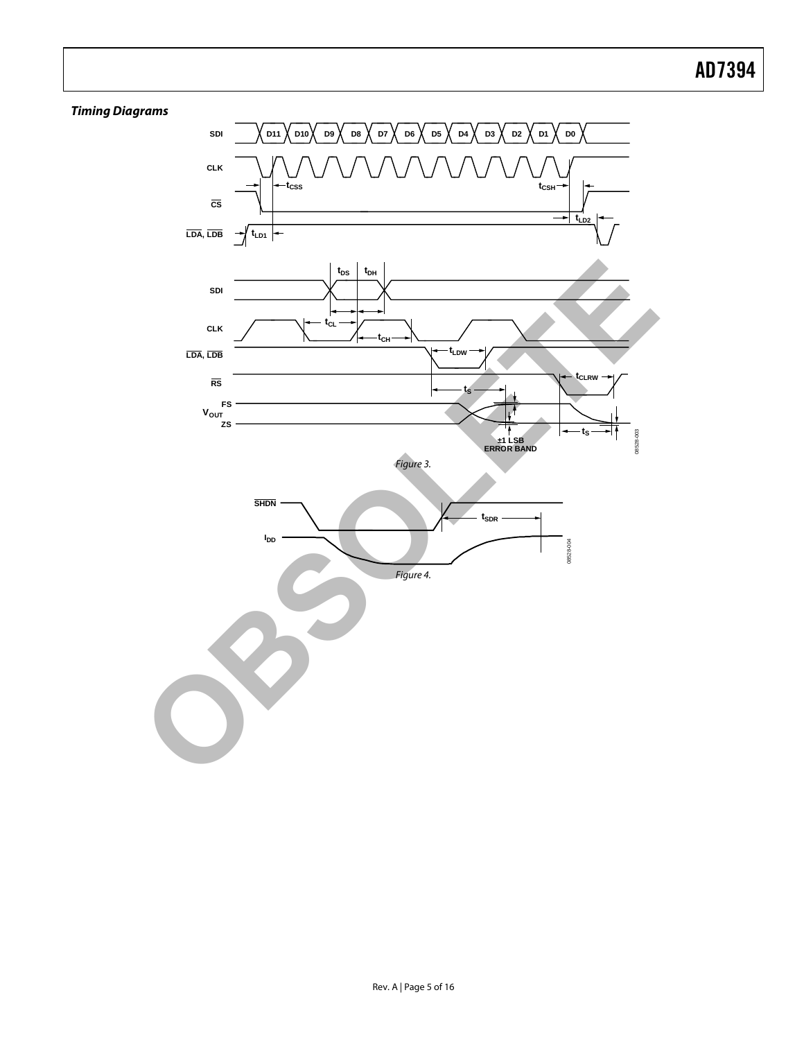### *Timing Diagrams*

*Figure 3.*

*Figure 4.*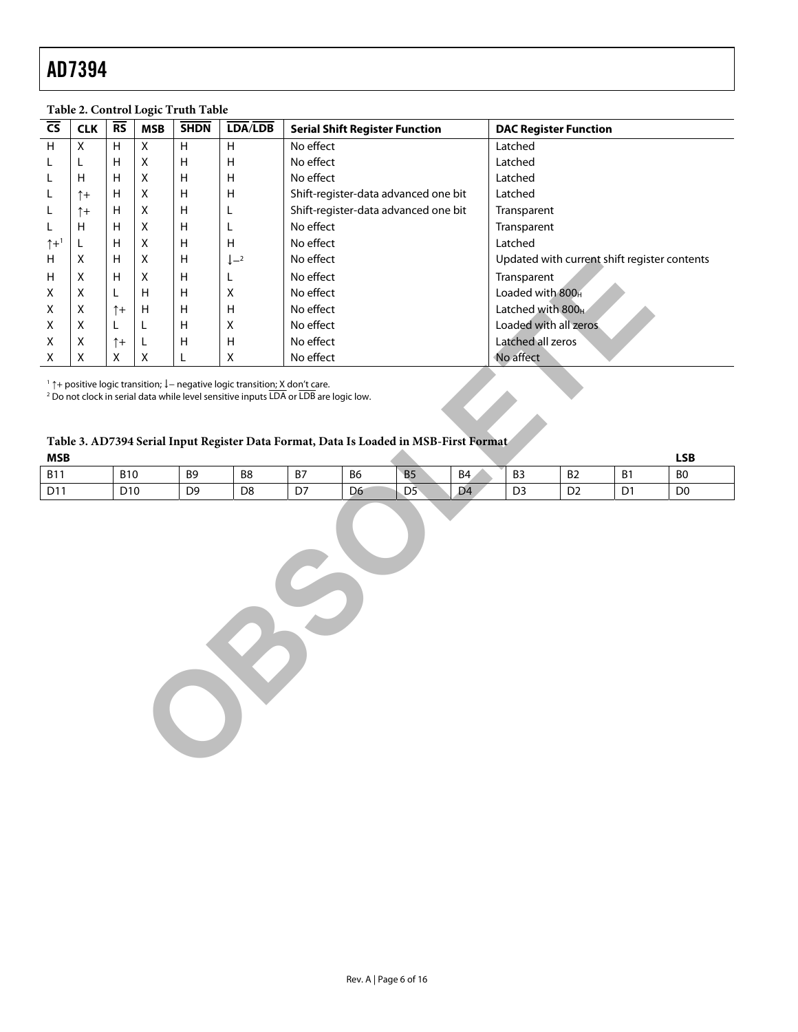**Table 2. Control Logic Truth Table**

| CS | CLK | RS | MSB | SHDN | LDA/LDB | Serial Shift Register Function | DAC Register Function |
|---|---|---|---|---|---|---|---|
| H | X | H | X | H | H | No effect | Latched |
| L | L | H | X | H | H | No effect | Latched |
| L | H | H | X | H | H | No effect | Latched |
| L | ↑+ | H | X | H | H | Shift-register-data advanced one bit | Latched |
| L | ↑+ | H | X | H | L | Shift-register-data advanced one bit | Transparent |
| L | H | H | X | H | L | No effect | Transparent |
| ↑+[1] | L | H | X | H | H | No effect | Latched |
| H | X | H | X | H | ↓–[2] | No effect | Updated with current shift register contents |
| H | X | H | X | H | L | No effect | Transparent |
| X | X | L | H | H | X | No effect | Loaded with $800_H$ |
| X | X | ↑+ | H | H | H | No effect | Latched with $800_H$ |
| X | X | L | L | H | X | No effect | Loaded with all zeros |
| X | X | ↑+ | L | H | H | No effect | Latched all zeros |
| X | X | X | X | L | X | No effect | No affect |

[1] ↑+ positive logic transition; ↓– negative logic transition; X don't care.
[2] Do not clock in serial data while level sensitive inputs LDA or LDB are logic low.

**Table 3. AD7394 Serial Input Register Data Format, Data Is Loaded in MSB-First Format**

| MSB | | | | | | | | | | | LSB |
|---|---|---|---|---|---|---|---|---|---|---|---|
| B11 | B10 | B9 | B8 | B7 | B6 | B5 | B4 | B3 | B2 | B1 | B0 |
| D11 | D10 | D9 | D8 | D7 | D6 | D5 | D4 | D3 | D2 | D1 | D0 |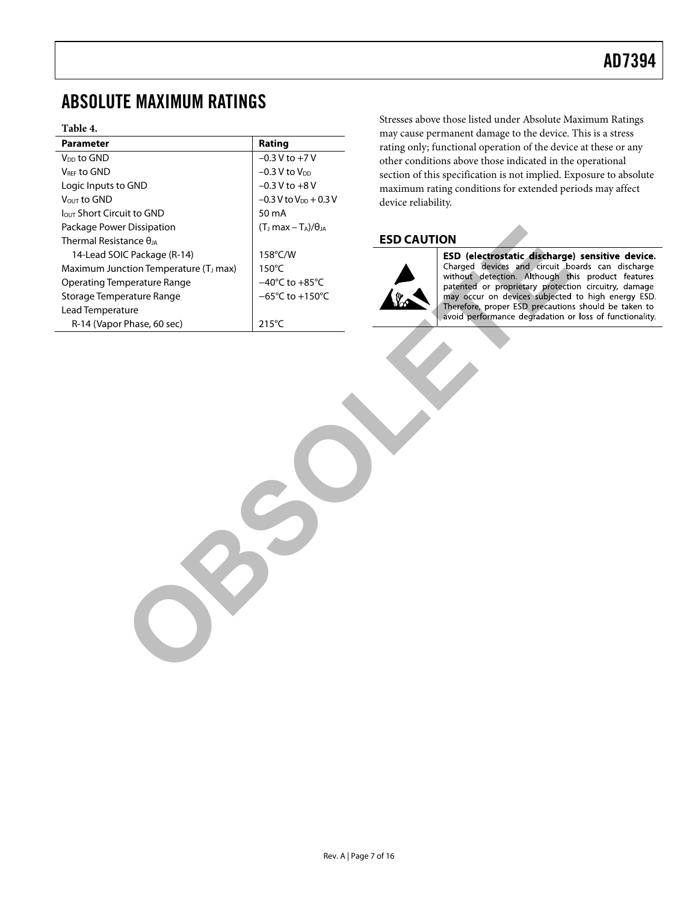## ABSOLUTE MAXIMUM RATINGS

**Table 4.**

| Parameter | Rating |
|---|---|
| $V_{DD}$ to GND | −0.3 V to +7 V |
| $V_{REF}$ to GND | −0.3 V to $V_{DD}$ |
| Logic Inputs to GND | −0.3 V to +8 V |
| $V_{OUT}$ to GND | −0.3 V to $V_{DD}$ + 0.3 V |
| $I_{OUT}$ Short Circuit to GND | 50 mA |
| Package Power Dissipation | $(T_J \max - T_A)/\theta_{JA}$ |
| Thermal Resistance $\theta_{JA}$ | |
| 14-Lead SOIC Package (R-14) | 158°C/W |
| Maximum Junction Temperature ($T_J$ max) | 150°C |
| Operating Temperature Range | −40°C to +85°C |
| Storage Temperature Range | −65°C to +150°C |
| Lead Temperature | |
| R-14 (Vapor Phase, 60 sec) | 215°C |

Stresses above those listed under Absolute Maximum Ratings may cause permanent damage to the device. This is a stress rating only; functional operation of the device at these or any other conditions above those indicated in the operational section of this specification is not implied. Exposure to absolute maximum rating conditions for extended periods may affect device reliability.

### ESD CAUTION

**ESD (electrostatic discharge) sensitive device.** Charged devices and circuit boards can discharge without detection. Although this product features patented or proprietary protection circuitry, damage may occur on devices subjected to high energy ESD. Therefore, proper ESD precautions should be taken to avoid performance degradation or loss of functionality.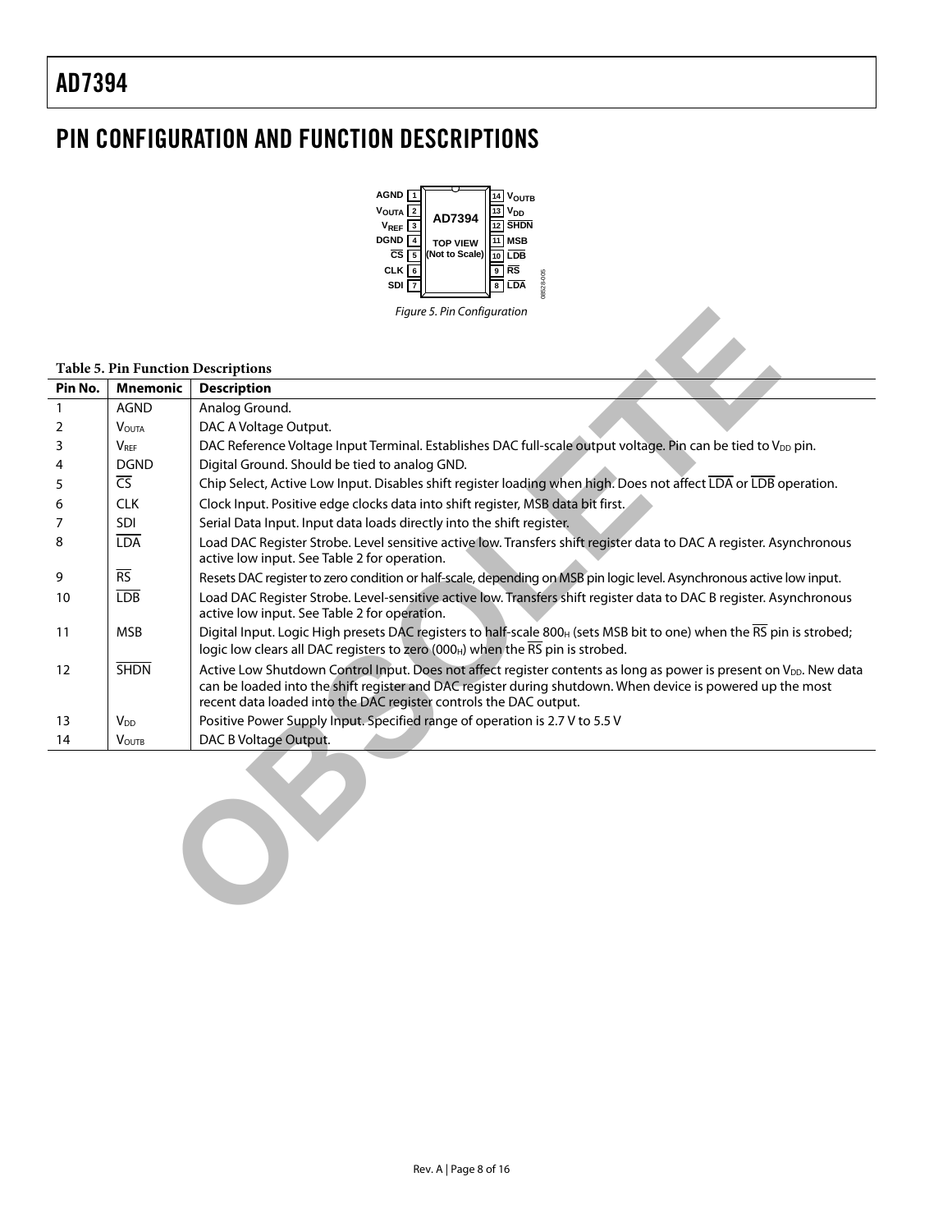# PIN CONFIGURATION AND FUNCTION DESCRIPTIONS

Figure 5. Pin Configuration

**Table 5. Pin Function Descriptions**

| Pin No. | Mnemonic | Description |
|---|---|---|
| 1 | AGND | Analog Ground. |
| 2 | $V_{OUTA}$ | DAC A Voltage Output. |
| 3 | $V_{REF}$ | DAC Reference Voltage Input Terminal. Establishes DAC full-scale output voltage. Pin can be tied to $V_{DD}$ pin. |
| 4 | DGND | Digital Ground. Should be tied to analog GND. |
| 5 | $\overline{CS}$ | Chip Select, Active Low Input. Disables shift register loading when high. Does not affect $\overline{LDA}$ or $\overline{LDB}$ operation. |
| 6 | CLK | Clock Input. Positive edge clocks data into shift register, MSB data bit first. |
| 7 | SDI | Serial Data Input. Input data loads directly into the shift register. |
| 8 | $\overline{LDA}$ | Load DAC Register Strobe. Level sensitive active low. Transfers shift register data to DAC A register. Asynchronous active low input. See Table 2 for operation. |
| 9 | $\overline{RS}$ | Resets DAC register to zero condition or half-scale, depending on MSB pin logic level. Asynchronous active low input. |
| 10 | $\overline{LDB}$ | Load DAC Register Strobe. Level-sensitive active low. Transfers shift register data to DAC B register. Asynchronous active low input. See Table 2 for operation. |
| 11 | MSB | Digital Input. Logic High presets DAC registers to half-scale $800_H$ (sets MSB bit to one) when the $\overline{RS}$ pin is strobed; logic low clears all DAC registers to zero ($000_H$) when the $\overline{RS}$ pin is strobed. |
| 12 | $\overline{SHDN}$ | Active Low Shutdown Control Input. Does not affect register contents as long as power is present on $V_{DD}$. New data can be loaded into the shift register and DAC register during shutdown. When device is powered up the most recent data loaded into the DAC register controls the DAC output. |
| 13 | $V_{DD}$ | Positive Power Supply Input. Specified range of operation is 2.7 V to 5.5 V |
| 14 | $V_{OUTB}$ | DAC B Voltage Output. |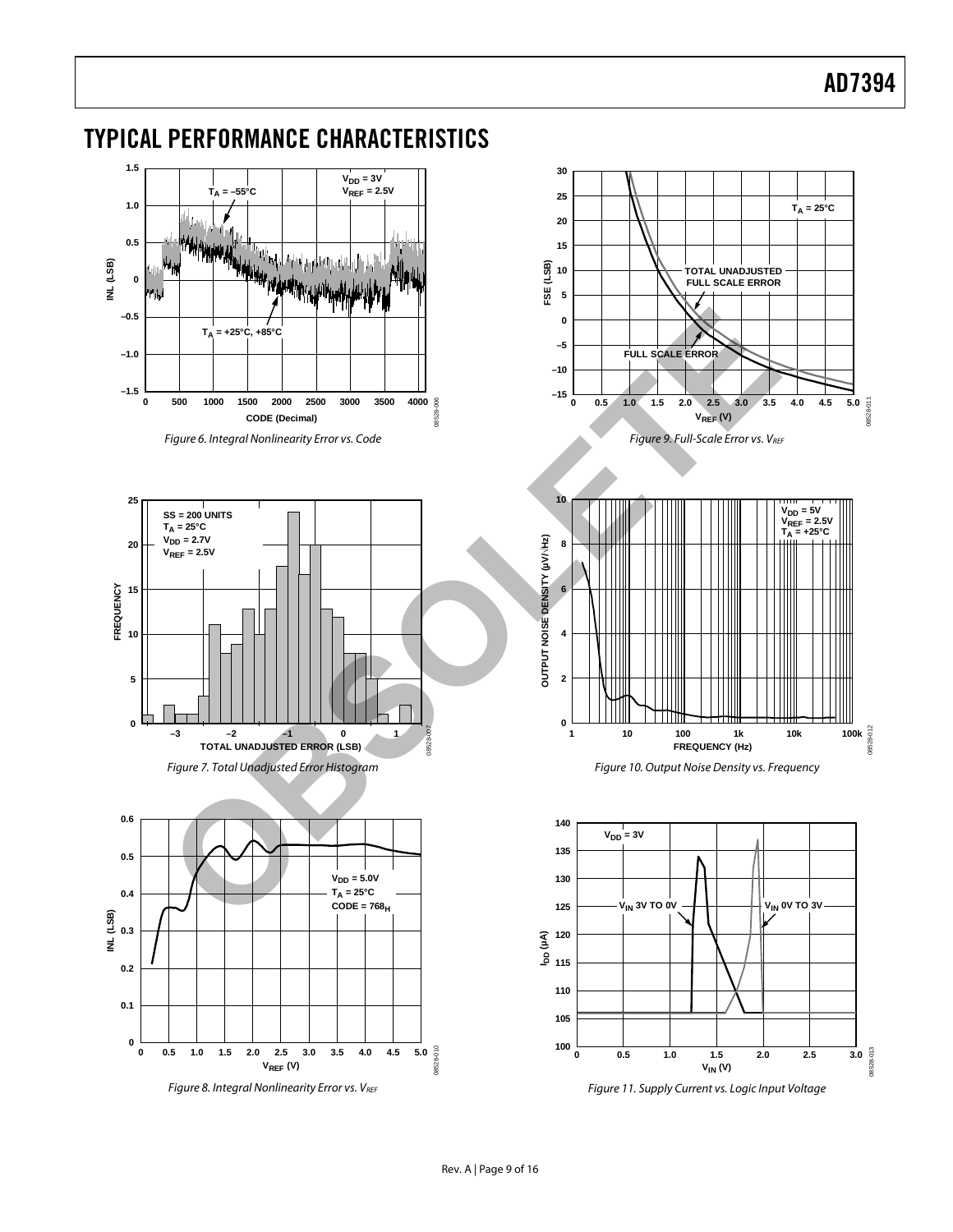## TYPICAL PERFORMANCE CHARACTERISTICS

Figure 6. Integral Nonlinearity Error vs. Code

Figure 7. Total Unadjusted Error Histogram

Figure 8. Integral Nonlinearity Error vs. $V_{REF}$

Figure 9. Full-Scale Error vs. $V_{REF}$

Figure 10. Output Noise Density vs. Frequency

Figure 11. Supply Current vs. Logic Input Voltage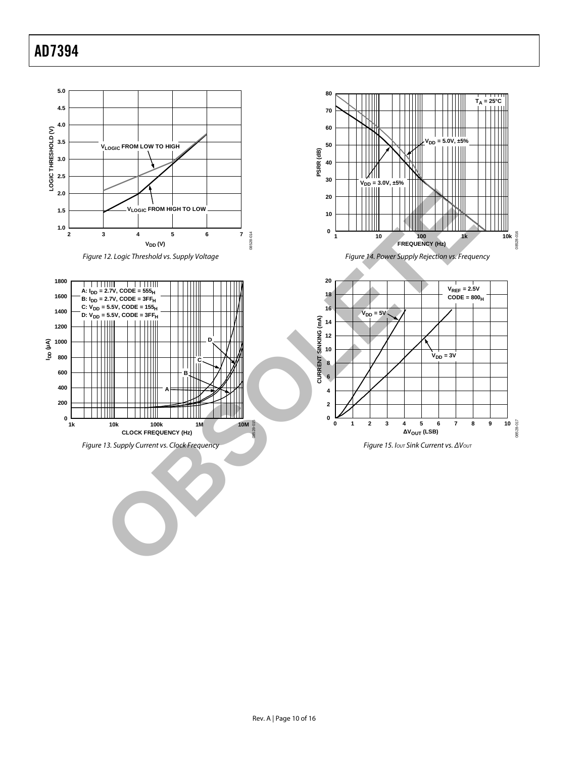Figure 12. Logic Threshold vs. Supply Voltage

Figure 13. Supply Current vs. Clock Frequency

Figure 14. Power Supply Rejection vs. Frequency

Figure 15. $I_{OUT}$ Sink Current vs. $\Delta V_{OUT}$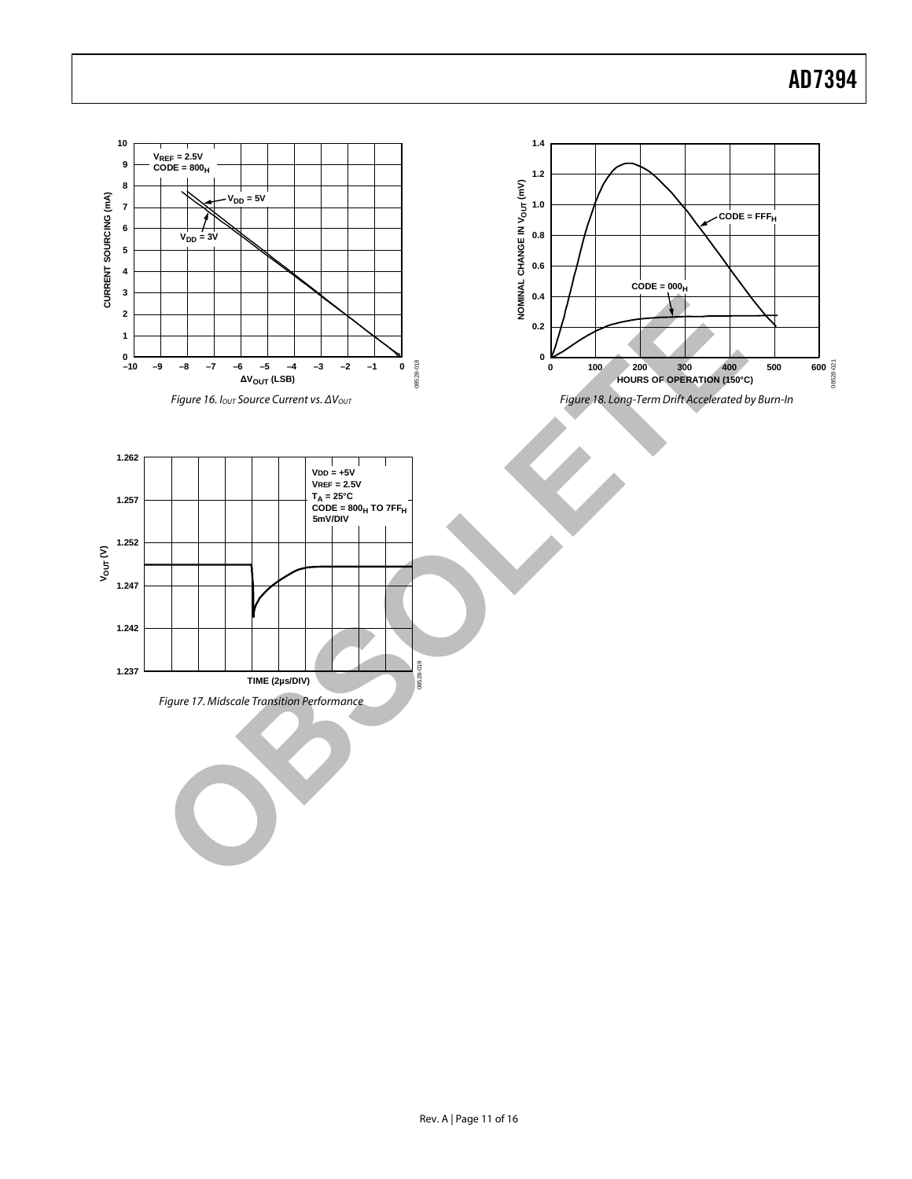Figure 16. $I_{OUT}$ Source Current vs. $\Delta V_{OUT}$

Figure 17. Midscale Transition Performance

Figure 18. Long-Term Drift Accelerated by Burn-In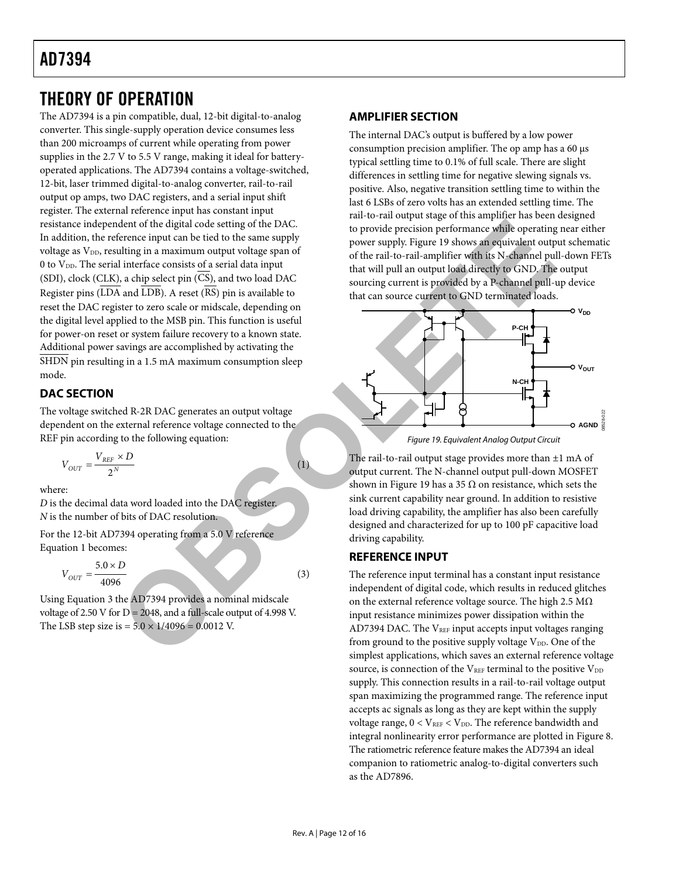# THEORY OF OPERATION

The AD7394 is a pin compatible, dual, 12-bit digital-to-analog converter. This single-supply operation device consumes less than 200 microamps of current while operating from power supplies in the 2.7 V to 5.5 V range, making it ideal for battery-operated applications. The AD7394 contains a voltage-switched, 12-bit, laser trimmed digital-to-analog converter, rail-to-rail output op amps, two DAC registers, and a serial input shift register. The external reference input has constant input resistance independent of the digital code setting of the DAC. In addition, the reference input can be tied to the same supply voltage as $V_{DD}$, resulting in a maximum output voltage span of 0 to $V_{DD}$. The serial interface consists of a serial data input (SDI), clock (CLK), a chip select pin ($\overline{CS}$), and two load DAC Register pins ($\overline{LDA}$ and $\overline{LDB}$). A reset ($\overline{RS}$) pin is available to reset the DAC register to zero scale or midscale, depending on the digital level applied to the MSB pin. This function is useful for power-on reset or system failure recovery to a known state. Additional power savings are accomplished by activating the $\overline{SHDN}$ pin resulting in a 1.5 mA maximum consumption sleep mode.

## DAC SECTION

The voltage switched R-2R DAC generates an output voltage dependent on the external reference voltage connected to the REF pin according to the following equation:

$$V_{OUT} = \frac{V_{REF} \times D}{2^N} \quad (1)$$

where:

*D* is the decimal data word loaded into the DAC register.

*N* is the number of bits of DAC resolution.

For the 12-bit AD7394 operating from a 5.0 V reference Equation 1 becomes:

$$V_{OUT} = \frac{5.0 \times D}{4096} \quad (3)$$

Using Equation 3 the AD7394 provides a nominal midscale voltage of 2.50 V for D = 2048, and a full-scale output of 4.998 V. The LSB step size is = 5.0 × 1/4096 = 0.0012 V.

## AMPLIFIER SECTION

The internal DAC's output is buffered by a low power consumption precision amplifier. The op amp has a 60 μs typical settling time to 0.1% of full scale. There are slight differences in settling time for negative slewing signals vs. positive. Also, negative transition settling time to within the last 6 LSBs of zero volts has an extended settling time. The rail-to-rail output stage of this amplifier has been designed to provide precision performance while operating near either power supply. Figure 19 shows an equivalent output schematic of the rail-to-rail-amplifier with its N-channel pull-down FETs that will pull an output load directly to GND. The output sourcing current is provided by a P-channel pull-up device that can source current to GND terminated loads.

Figure 19. Equivalent Analog Output Circuit

The rail-to-rail output stage provides more than ±1 mA of output current. The N-channel output pull-down MOSFET shown in Figure 19 has a 35 Ω on resistance, which sets the sink current capability near ground. In addition to resistive load driving capability, the amplifier has also been carefully designed and characterized for up to 100 pF capacitive load driving capability.

## REFERENCE INPUT

The reference input terminal has a constant input resistance independent of digital code, which results in reduced glitches on the external reference voltage source. The high 2.5 MΩ input resistance minimizes power dissipation within the AD7394 DAC. The $V_{REF}$ input accepts input voltages ranging from ground to the positive supply voltage $V_{DD}$. One of the simplest applications, which saves an external reference voltage source, is connection of the $V_{REF}$ terminal to the positive $V_{DD}$ supply. This connection results in a rail-to-rail voltage output span maximizing the programmed range. The reference input accepts ac signals as long as they are kept within the supply voltage range, $0 < V_{REF} < V_{DD}$. The reference bandwidth and integral nonlinearity error performance are plotted in Figure 8. The ratiometric reference feature makes the AD7394 an ideal companion to ratiometric analog-to-digital converters such as the AD7896.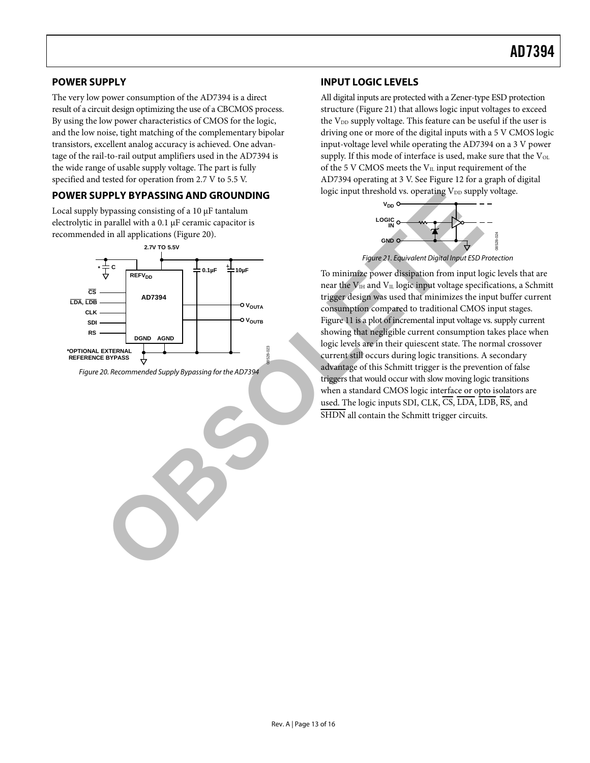## POWER SUPPLY

The very low power consumption of the AD7394 is a direct result of a circuit design optimizing the use of a CBCMOS process. By using the low power characteristics of CMOS for the logic, and the low noise, tight matching of the complementary bipolar transistors, excellent analog accuracy is achieved. One advantage of the rail-to-rail output amplifiers used in the AD7394 is the wide range of usable supply voltage. The part is fully specified and tested for operation from 2.7 V to 5.5 V.

## POWER SUPPLY BYPASSING AND GROUNDING

Local supply bypassing consisting of a 10 μF tantalum electrolytic in parallel with a 0.1 μF ceramic capacitor is recommended in all applications (Figure 20).

*Figure 20. Recommended Supply Bypassing for the AD7394*

## INPUT LOGIC LEVELS

All digital inputs are protected with a Zener-type ESD protection structure (Figure 21) that allows logic input voltages to exceed the $V_{DD}$ supply voltage. This feature can be useful if the user is driving one or more of the digital inputs with a 5 V CMOS logic input-voltage level while operating the AD7394 on a 3 V power supply. If this mode of interface is used, make sure that the $V_{OL}$ of the 5 V CMOS meets the $V_{IL}$ input requirement of the AD7394 operating at 3 V. See Figure 12 for a graph of digital logic input threshold vs. operating $V_{DD}$ supply voltage.

*Figure 21. Equivalent Digital Input ESD Protection*

To minimize power dissipation from input logic levels that are near the $V_{IH}$ and $V_{IL}$ logic input voltage specifications, a Schmitt trigger design was used that minimizes the input buffer current consumption compared to traditional CMOS input stages. Figure 11 is a plot of incremental input voltage vs. supply current showing that negligible current consumption takes place when logic levels are in their quiescent state. The normal crossover current still occurs during logic transitions. A secondary advantage of this Schmitt trigger is the prevention of false triggers that would occur with slow moving logic transitions when a standard CMOS logic interface or opto isolators are used. The logic inputs SDI, CLK, $\overline{CS}$, $\overline{LDA}$, $\overline{LDB}$, $\overline{RS}$, and $\overline{SHDN}$ all contain the Schmitt trigger circuits.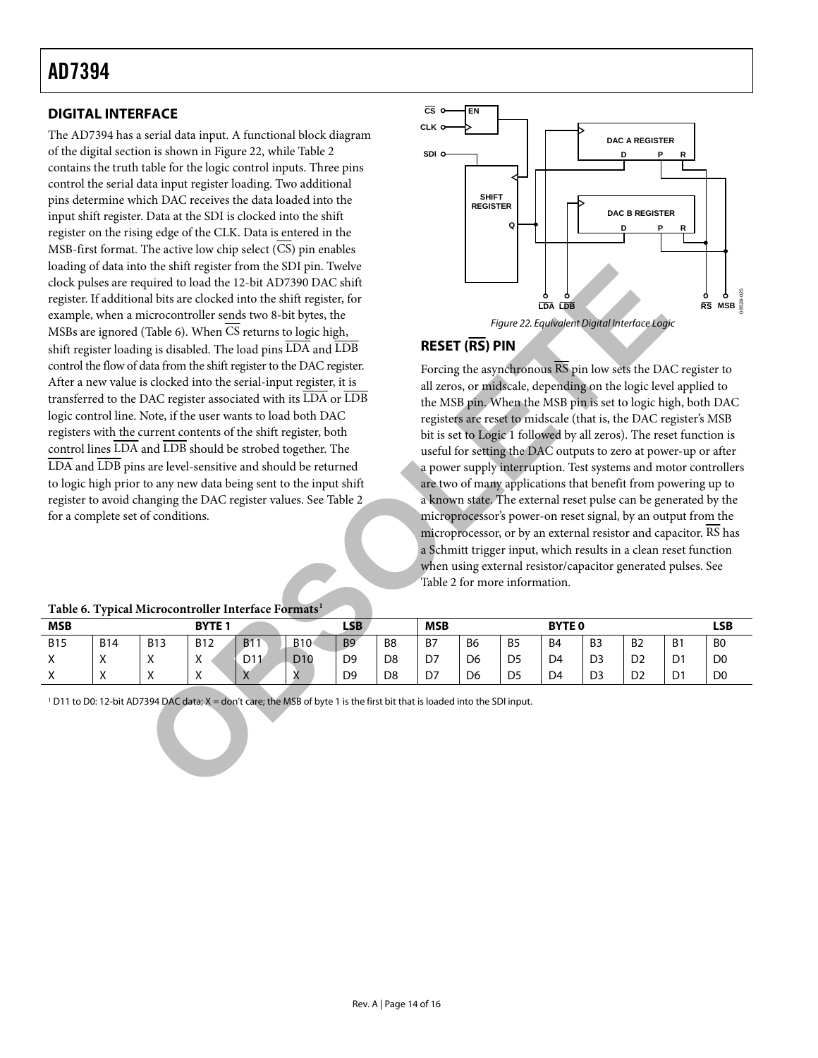## DIGITAL INTERFACE

The AD7394 has a serial data input. A functional block diagram of the digital section is shown in Figure 22, while Table 2 contains the truth table for the logic control inputs. Three pins control the serial data input register loading. Two additional pins determine which DAC receives the data loaded into the input shift register. Data at the SDI is clocked into the shift register on the rising edge of the CLK. Data is entered in the MSB-first format. The active low chip select (CS) pin enables loading of data into the shift register from the SDI pin. Twelve clock pulses are required to load the 12-bit AD7390 DAC shift register. If additional bits are clocked into the shift register, for example, when a microcontroller sends two 8-bit bytes, the MSBs are ignored (Table 6). When CS returns to logic high, shift register loading is disabled. The load pins LDA and LDB control the flow of data from the shift register to the DAC register. After a new value is clocked into the serial-input register, it is transferred to the DAC register associated with its LDA or LDB logic control line. Note, if the user wants to load both DAC registers with the current contents of the shift register, both control lines LDA and LDB should be strobed together. The LDA and LDB pins are level-sensitive and should be returned to logic high prior to any new data being sent to the input shift register to avoid changing the DAC register values. See Table 2 for a complete set of conditions.

*Figure 22. Equivalent Digital Interface Logic*

## RESET (RS) PIN

Forcing the asynchronous RS pin low sets the DAC register to all zeros, or midscale, depending on the logic level applied to the MSB pin. When the MSB pin is set to logic high, both DAC registers are reset to midscale (that is, the DAC register's MSB bit is set to Logic 1 followed by all zeros). The reset function is useful for setting the DAC outputs to zero at power-up or after a power supply interruption. Test systems and motor controllers are two of many applications that benefit from powering up to a known state. The external reset pulse can be generated by the microprocessor's power-on reset signal, by an output from the microprocessor, or by an external resistor and capacitor. RS has a Schmitt trigger input, which results in a clean reset function when using external resistor/capacitor generated pulses. See Table 2 for more information.

**Table 6. Typical Microcontroller Interface Formats[1]**

| MSB | | | BYTE 1 | | | LSB | | MSB | | | BYTE 0 | | | | LSB |
|---|---|---|---|---|---|---|---|---|---|---|---|---|---|---|---|
| B15 | B14 | B13 | B12 | B11 | B10 | B9 | B8 | B7 | B6 | B5 | B4 | B3 | B2 | B1 | B0 |
| X | X | X | X | D11 | D10 | D9 | D8 | D7 | D6 | D5 | D4 | D3 | D2 | D1 | D0 |
| X | X | X | X | X | X | D9 | D8 | D7 | D6 | D5 | D4 | D3 | D2 | D1 | D0 |

[1] D11 to D0: 12-bit AD7394 DAC data; X = don't care; the MSB of byte 1 is the first bit that is loaded into the SDI input.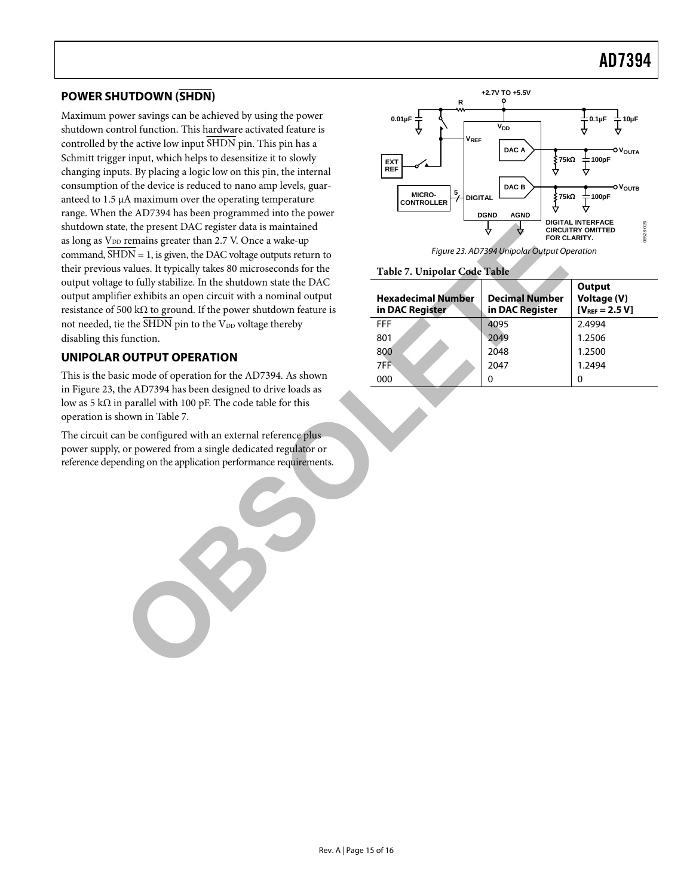## POWER SHUTDOWN ($\overline{SHDN}$)

Maximum power savings can be achieved by using the power shutdown control function. This hardware activated feature is controlled by the active low input $\overline{SHDN}$ pin. This pin has a Schmitt trigger input, which helps to desensitize it to slowly changing inputs. By placing a logic low on this pin, the internal consumption of the device is reduced to nano amp levels, guaranteed to 1.5 μA maximum over the operating temperature range. When the AD7394 has been programmed into the power shutdown state, the present DAC register data is maintained as long as $V_{DD}$ remains greater than 2.7 V. Once a wake-up command, $\overline{SHDN}$ = 1, is given, the DAC voltage outputs return to their previous values. It typically takes 80 microseconds for the output voltage to fully stabilize. In the shutdown state the DAC output amplifier exhibits an open circuit with a nominal output resistance of 500 kΩ to ground. If the power shutdown feature is not needed, tie the $\overline{SHDN}$ pin to the $V_{DD}$ voltage thereby disabling this function.

## UNIPOLAR OUTPUT OPERATION

This is the basic mode of operation for the AD7394. As shown in Figure 23, the AD7394 has been designed to drive loads as low as 5 kΩ in parallel with 100 pF. The code table for this operation is shown in Table 7.

The circuit can be configured with an external reference plus power supply, or powered from a single dedicated regulator or reference depending on the application performance requirements.

Figure 23. AD7394 Unipolar Output Operation

**Table 7. Unipolar Code Table**

| Hexadecimal Number in DAC Register | Decimal Number in DAC Register | Output Voltage (V) [$V_{REF}$ = 2.5 V] |
|---|---|---|
| FFF | 4095 | 2.4994 |
| 801 | 2049 | 1.2506 |
| 800 | 2048 | 1.2500 |
| 7FF | 2047 | 1.2494 |
| 000 | 0 | 0 |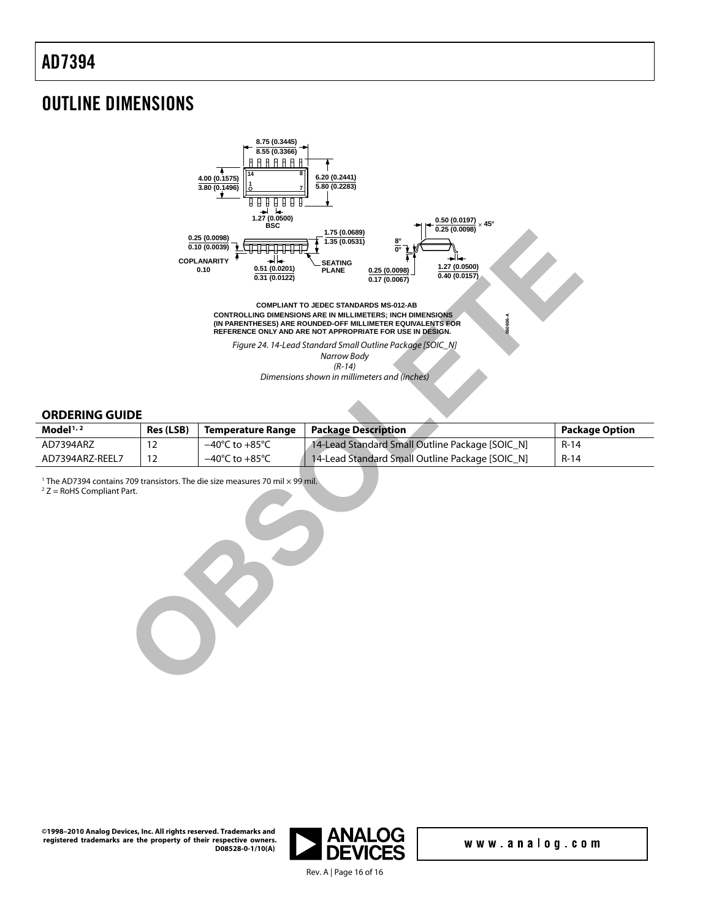## OUTLINE DIMENSIONS

8.75 (0.3445)
8.55 (0.3366)
14
8
1
7
4.00 (0.1575)
3.80 (0.1496)
6.20 (0.2441)
5.80 (0.2283)
1.27 (0.0500)
BSC
0.25 (0.0098)
0.10 (0.0039)
COPLANARITY
0.10
0.51 (0.0201)
0.31 (0.0122)
1.75 (0.0689)
1.35 (0.0531)
SEATING PLANE
8°
0°
0.25 (0.0098)
0.17 (0.0067)
0.50 (0.0197)
0.25 (0.0098)
× 45°
1.27 (0.0500)
0.40 (0.0157)

COMPLIANT TO JEDEC STANDARDS MS-012-AB
CONTROLLING DIMENSIONS ARE IN MILLIMETERS; INCH DIMENSIONS (IN PARENTHESES) ARE ROUNDED-OFF MILLIMETER EQUIVALENTS FOR REFERENCE ONLY AND ARE NOT APPROPRIATE FOR USE IN DESIGN.

060606-A

*Figure 24. 14-Lead Standard Small Outline Package [SOIC_N]*
*Narrow Body*
*(R-14)*
*Dimensions shown in millimeters and (inches)*

## ORDERING GUIDE

| Model[1, 2] | Res (LSB) | Temperature Range | Package Description | Package Option |
|---|---|---|---|---|
| AD7394ARZ | 12 | −40°C to +85°C | 14-Lead Standard Small Outline Package [SOIC_N] | R-14 |
| AD7394ARZ-REEL7 | 12 | −40°C to +85°C | 14-Lead Standard Small Outline Package [SOIC_N] | R-14 |

[1] The AD7394 contains 709 transistors. The die size measures 70 mil × 99 mil.
[2] Z = RoHS Compliant Part.

OBSOLETE

©1998–2010 Analog Devices, Inc. All rights reserved. Trademarks and registered trademarks are the property of their respective owners.
D08528-0-1/10(A)

www.analog.com